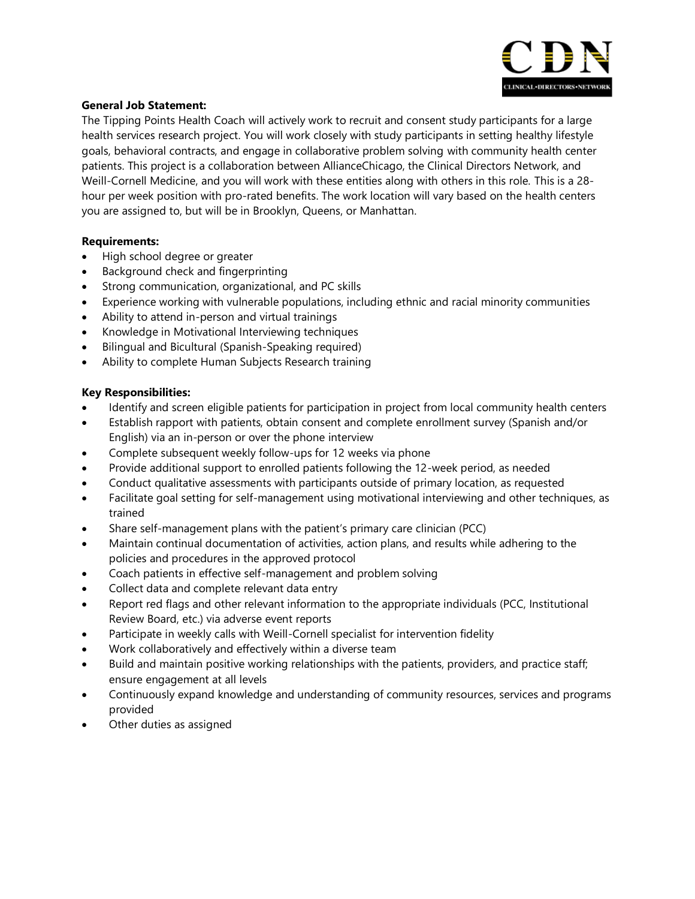**General Job Statement:**

The Tipping Points Health Coach will actively work to recruit and consent study participants for a large health services research project. You will work closely with study participants in setting healthy lifestyle goals, behavioral contracts, and engage in collaborative problem solving with community health center patients. This project is a collaboration between AllianceChicago, the Clinical Directors Network, and Weill-Cornell Medicine, and you will work with these entities along with others in this role. This is a 28-hour per week position with pro-rated benefits. The work location will vary based on the health centers you are assigned to, but will be in Brooklyn, Queens, or Manhattan.

**Requirements:**

- High school degree or greater
- Background check and fingerprinting
- Strong communication, organizational, and PC skills
- Experience working with vulnerable populations, including ethnic and racial minority communities
- Ability to attend in-person and virtual trainings
- Knowledge in Motivational Interviewing techniques
- Bilingual and Bicultural (Spanish-Speaking required)
- Ability to complete Human Subjects Research training

**Key Responsibilities:**

- Identify and screen eligible patients for participation in project from local community health centers
- Establish rapport with patients, obtain consent and complete enrollment survey (Spanish and/or English) via an in-person or over the phone interview
- Complete subsequent weekly follow-ups for 12 weeks via phone
- Provide additional support to enrolled patients following the 12-week period, as needed
- Conduct qualitative assessments with participants outside of primary location, as requested
- Facilitate goal setting for self-management using motivational interviewing and other techniques, as trained
- Share self-management plans with the patient's primary care clinician (PCC)
- Maintain continual documentation of activities, action plans, and results while adhering to the policies and procedures in the approved protocol
- Coach patients in effective self-management and problem solving
- Collect data and complete relevant data entry
- Report red flags and other relevant information to the appropriate individuals (PCC, Institutional Review Board, etc.) via adverse event reports
- Participate in weekly calls with Weill-Cornell specialist for intervention fidelity
- Work collaboratively and effectively within a diverse team
- Build and maintain positive working relationships with the patients, providers, and practice staff; ensure engagement at all levels
- Continuously expand knowledge and understanding of community resources, services and programs provided
- Other duties as assigned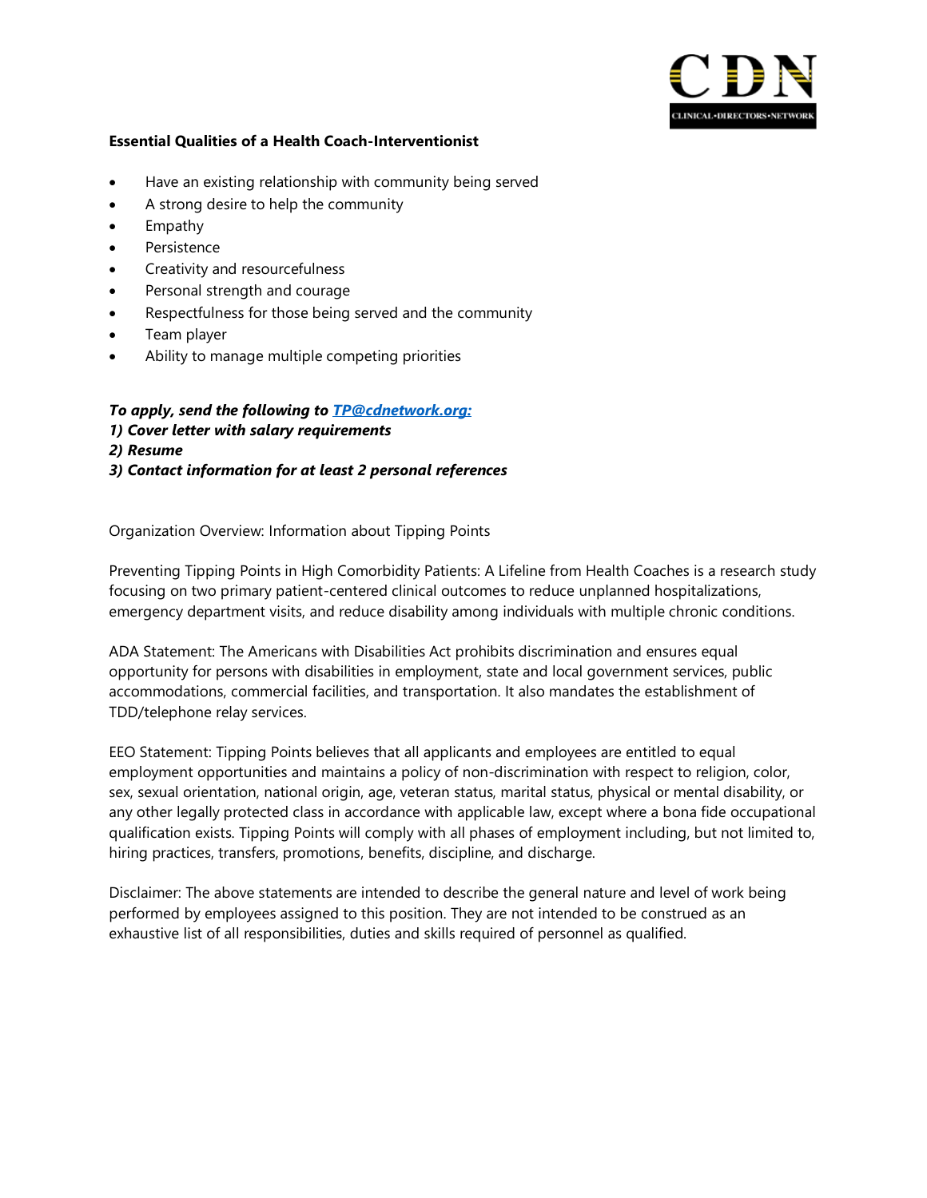**Essential Qualities of a Health Coach-Interventionist**

- Have an existing relationship with community being served
- A strong desire to help the community
- Empathy
- Persistence
- Creativity and resourcefulness
- Personal strength and courage
- Respectfulness for those being served and the community
- Team player
- Ability to manage multiple competing priorities

***To apply, send the following to [TP@cdnetwork.org:](mailto:TP@cdnetwork.org)***
***1) Cover letter with salary requirements***
***2) Resume***
***3) Contact information for at least 2 personal references***

Organization Overview: Information about Tipping Points

Preventing Tipping Points in High Comorbidity Patients: A Lifeline from Health Coaches is a research study focusing on two primary patient-centered clinical outcomes to reduce unplanned hospitalizations, emergency department visits, and reduce disability among individuals with multiple chronic conditions.

ADA Statement: The Americans with Disabilities Act prohibits discrimination and ensures equal opportunity for persons with disabilities in employment, state and local government services, public accommodations, commercial facilities, and transportation. It also mandates the establishment of TDD/telephone relay services.

EEO Statement: Tipping Points believes that all applicants and employees are entitled to equal employment opportunities and maintains a policy of non-discrimination with respect to religion, color, sex, sexual orientation, national origin, age, veteran status, marital status, physical or mental disability, or any other legally protected class in accordance with applicable law, except where a bona fide occupational qualification exists. Tipping Points will comply with all phases of employment including, but not limited to, hiring practices, transfers, promotions, benefits, discipline, and discharge.

Disclaimer: The above statements are intended to describe the general nature and level of work being performed by employees assigned to this position. They are not intended to be construed as an exhaustive list of all responsibilities, duties and skills required of personnel as qualified.